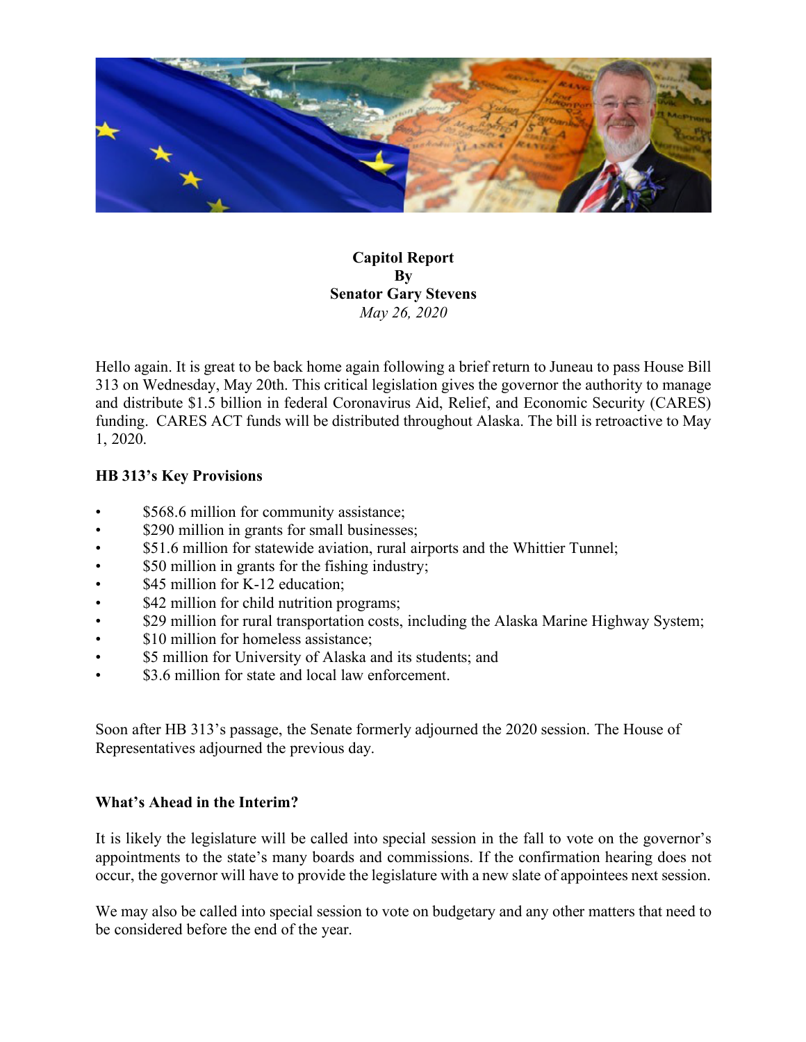**Capitol Report**
**By**
**Senator Gary Stevens**
*May 26, 2020*

Hello again. It is great to be back home again following a brief return to Juneau to pass House Bill 313 on Wednesday, May 20th. This critical legislation gives the governor the authority to manage and distribute $1.5 billion in federal Coronavirus Aid, Relief, and Economic Security (CARES) funding. CARES ACT funds will be distributed throughout Alaska. The bill is retroactive to May 1, 2020.

**HB 313's Key Provisions**

- $568.6 million for community assistance;
- $290 million in grants for small businesses;
- $51.6 million for statewide aviation, rural airports and the Whittier Tunnel;
- $50 million in grants for the fishing industry;
- $45 million for K-12 education;
- $42 million for child nutrition programs;
- $29 million for rural transportation costs, including the Alaska Marine Highway System;
- $10 million for homeless assistance;
- $5 million for University of Alaska and its students; and
- $3.6 million for state and local law enforcement.

Soon after HB 313's passage, the Senate formerly adjourned the 2020 session. The House of Representatives adjourned the previous day.

**What's Ahead in the Interim?**

It is likely the legislature will be called into special session in the fall to vote on the governor's appointments to the state's many boards and commissions. If the confirmation hearing does not occur, the governor will have to provide the legislature with a new slate of appointees next session.

We may also be called into special session to vote on budgetary and any other matters that need to be considered before the end of the year.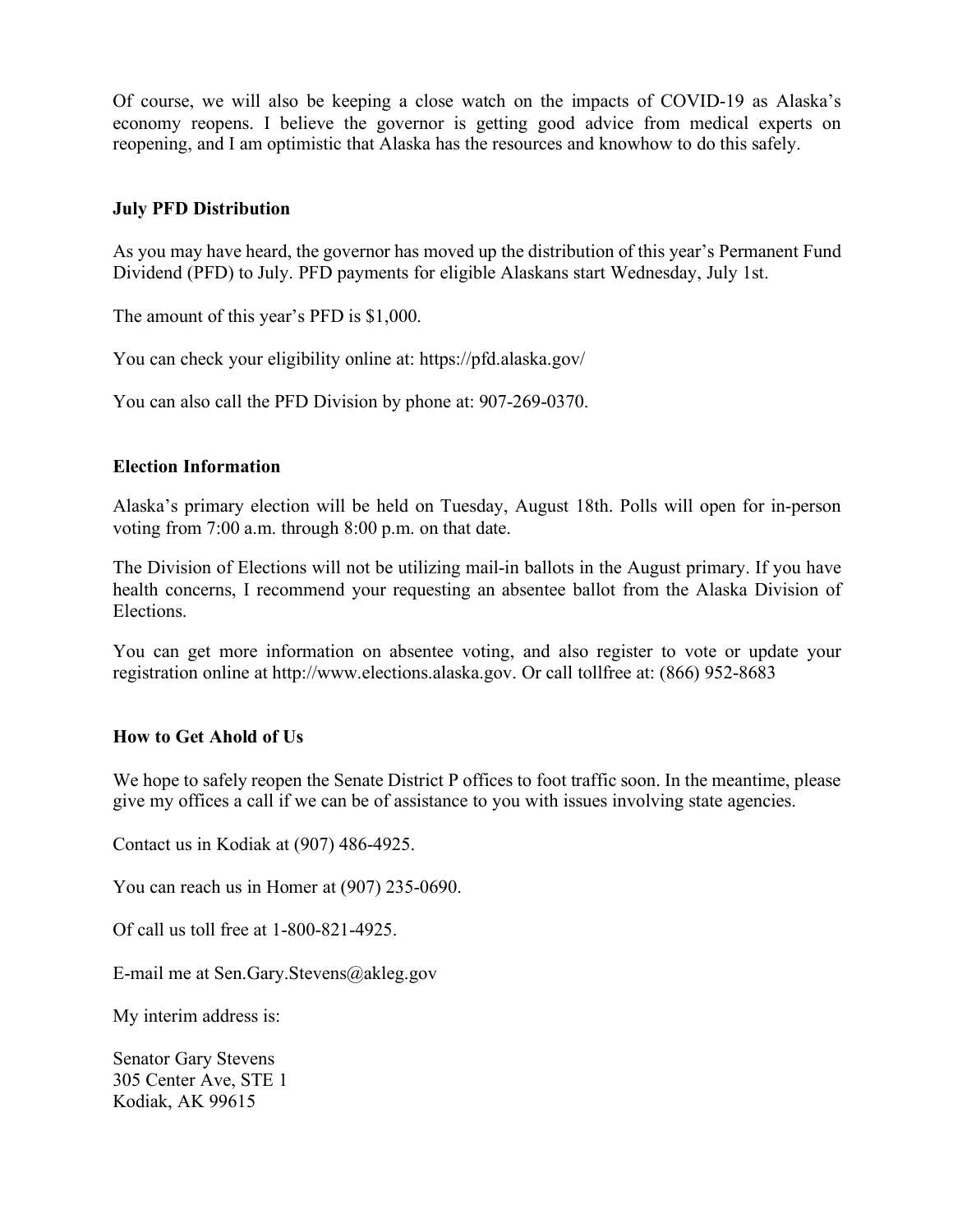Of course, we will also be keeping a close watch on the impacts of COVID-19 as Alaska's economy reopens. I believe the governor is getting good advice from medical experts on reopening, and I am optimistic that Alaska has the resources and knowhow to do this safely.

### July PFD Distribution

As you may have heard, the governor has moved up the distribution of this year's Permanent Fund Dividend (PFD) to July. PFD payments for eligible Alaskans start Wednesday, July 1st.

The amount of this year's PFD is $1,000.

You can check your eligibility online at: https://pfd.alaska.gov/

You can also call the PFD Division by phone at: 907-269-0370.

### Election Information

Alaska's primary election will be held on Tuesday, August 18th. Polls will open for in-person voting from 7:00 a.m. through 8:00 p.m. on that date.

The Division of Elections will not be utilizing mail-in ballots in the August primary. If you have health concerns, I recommend your requesting an absentee ballot from the Alaska Division of Elections.

You can get more information on absentee voting, and also register to vote or update your registration online at http://www.elections.alaska.gov. Or call tollfree at: (866) 952-8683

### How to Get Ahold of Us

We hope to safely reopen the Senate District P offices to foot traffic soon. In the meantime, please give my offices a call if we can be of assistance to you with issues involving state agencies.

Contact us in Kodiak at (907) 486-4925.

You can reach us in Homer at (907) 235-0690.

Of call us toll free at 1-800-821-4925.

E-mail me at Sen.Gary.Stevens@akleg.gov

My interim address is:

Senator Gary Stevens
305 Center Ave, STE 1
Kodiak, AK 99615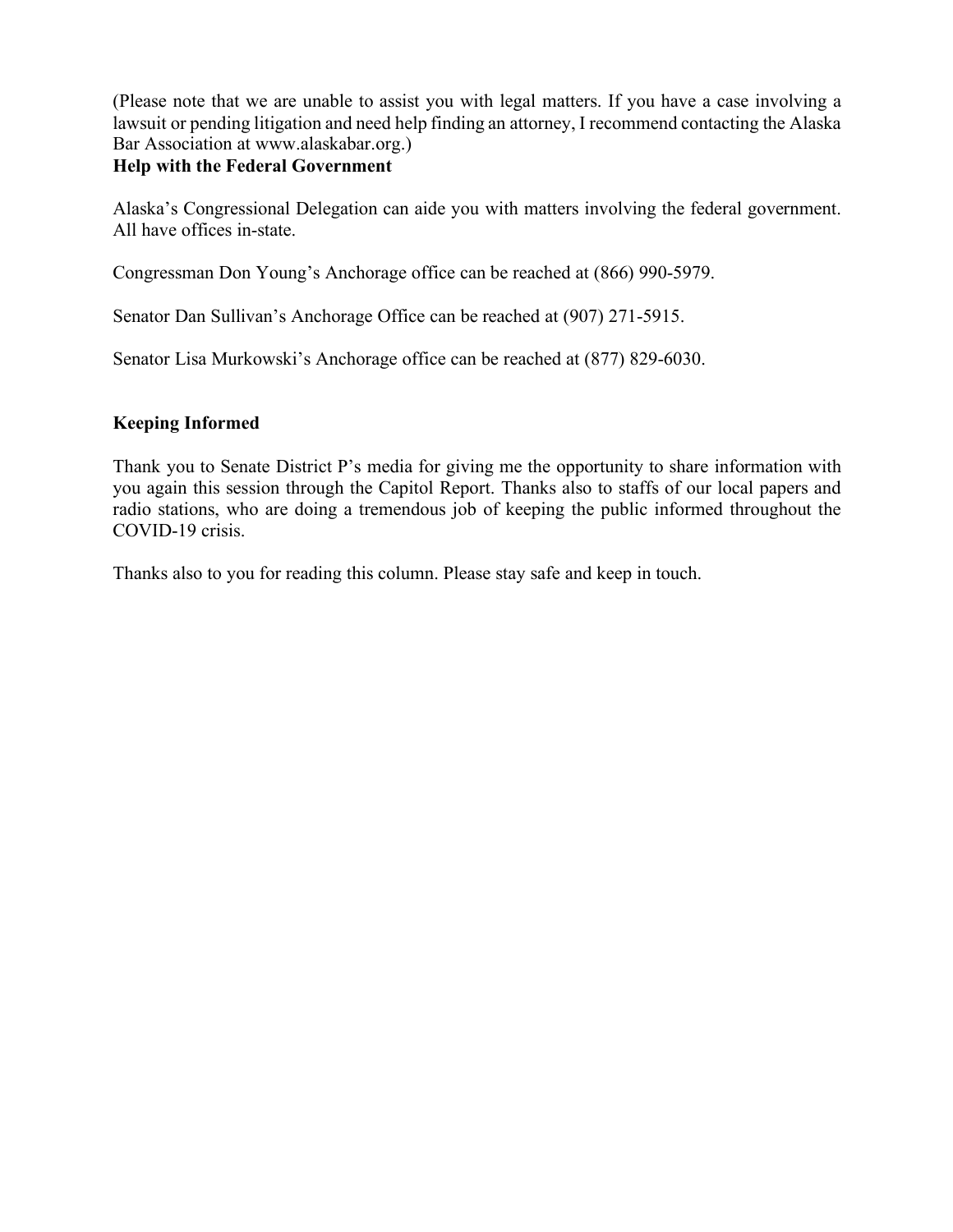(Please note that we are unable to assist you with legal matters. If you have a case involving a lawsuit or pending litigation and need help finding an attorney, I recommend contacting the Alaska Bar Association at www.alaskabar.org.)

**Help with the Federal Government**

Alaska's Congressional Delegation can aide you with matters involving the federal government. All have offices in-state.

Congressman Don Young's Anchorage office can be reached at (866) 990-5979.

Senator Dan Sullivan's Anchorage Office can be reached at (907) 271-5915.

Senator Lisa Murkowski's Anchorage office can be reached at (877) 829-6030.

**Keeping Informed**

Thank you to Senate District P's media for giving me the opportunity to share information with you again this session through the Capitol Report. Thanks also to staffs of our local papers and radio stations, who are doing a tremendous job of keeping the public informed throughout the COVID-19 crisis.

Thanks also to you for reading this column. Please stay safe and keep in touch.